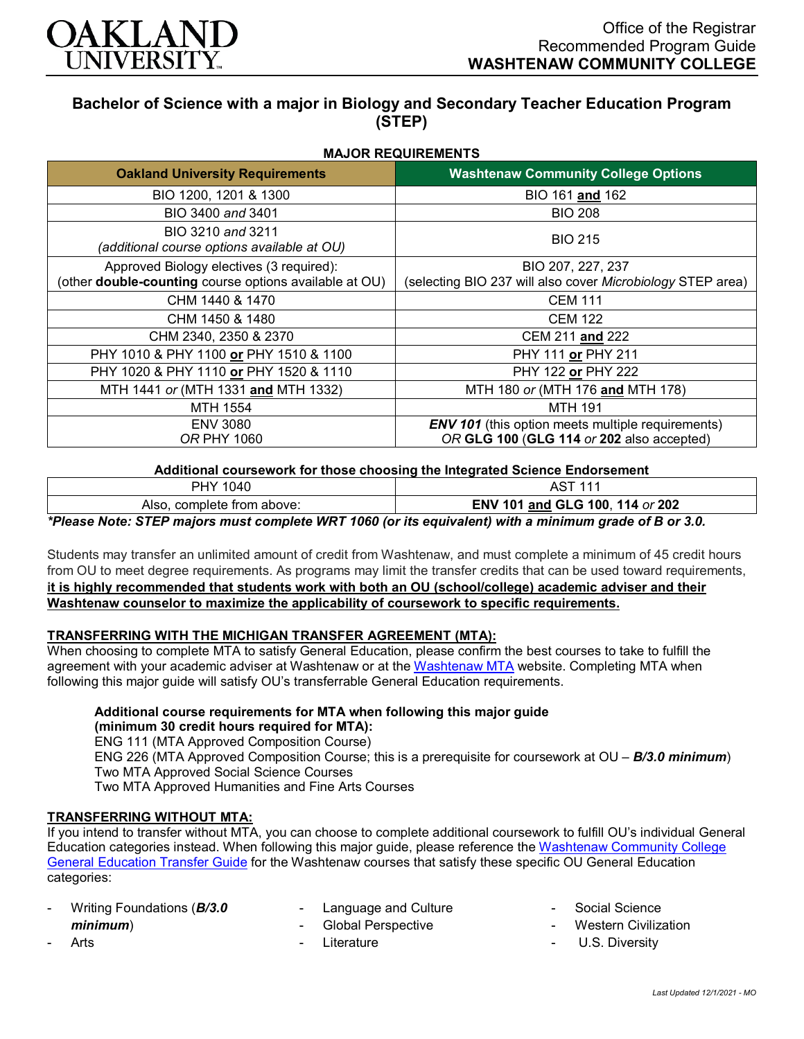OAKLAND UNIVERSITY

Office of the Registrar
Recommended Program Guide
**WASHTENAW COMMUNITY COLLEGE**

## Bachelor of Science with a major in Biology and Secondary Teacher Education Program (STEP)

### MAJOR REQUIREMENTS

| Oakland University Requirements | Washtenaw Community College Options |
|---|---|
| BIO 1200, 1201 & 1300 | BIO 161 **and** 162 |
| BIO 3400 *and* 3401 | BIO 208 |
| BIO 3210 *and* 3211 *(additional course options available at OU)* | BIO 215 |
| Approved Biology electives (3 required): (other **double-counting** course options available at OU) | BIO 207, 227, 237 (selecting BIO 237 will also cover *Microbiology* STEP area) |
| CHM 1440 & 1470 | CEM 111 |
| CHM 1450 & 1480 | CEM 122 |
| CHM 2340, 2350 & 2370 | CEM 211 **and** 222 |
| PHY 1010 & PHY 1100 **or** PHY 1510 & 1100 | PHY 111 **or** PHY 211 |
| PHY 1020 & PHY 1110 **or** PHY 1520 & 1110 | PHY 122 **or** PHY 222 |
| MTH 1441 *or* (MTH 1331 **and** MTH 1332) | MTH 180 *or* (MTH 176 **and** MTH 178) |
| MTH 1554 | MTH 191 |
| ENV 3080 *OR* PHY 1060 | ***ENV 101*** (this option meets multiple requirements) *OR* **GLG 100** (**GLG 114** *or* **202** also accepted) |

**Additional coursework for those choosing the Integrated Science Endorsement**

| | |
|---|---|
| PHY 1040 | AST 111 |
| Also, complete from above: | **ENV 101 and GLG 100**, **114** *or* **202** |

***Please Note: STEP majors must complete WRT 1060 (or its equivalent) with a minimum grade of B or 3.0.***

Students may transfer an unlimited amount of credit from Washtenaw, and must complete a minimum of 45 credit hours from OU to meet degree requirements. As programs may limit the transfer credits that can be used toward requirements, **it is highly recommended that students work with both an OU (school/college) academic adviser and their Washtenaw counselor to maximize the applicability of coursework to specific requirements.**

### TRANSFERRING WITH THE MICHIGAN TRANSFER AGREEMENT (MTA):

When choosing to complete MTA to satisfy General Education, please confirm the best courses to take to fulfill the agreement with your academic adviser at Washtenaw or at the Washtenaw MTA website. Completing MTA when following this major guide will satisfy OU's transferrable General Education requirements.

**Additional course requirements for MTA when following this major guide (minimum 30 credit hours required for MTA):**
ENG 111 (MTA Approved Composition Course)
ENG 226 (MTA Approved Composition Course; this is a prerequisite for coursework at OU – ***B/3.0 minimum***)
Two MTA Approved Social Science Courses
Two MTA Approved Humanities and Fine Arts Courses

### TRANSFERRING WITHOUT MTA:

If you intend to transfer without MTA, you can choose to complete additional coursework to fulfill OU's individual General Education categories instead. When following this major guide, please reference the Washtenaw Community College General Education Transfer Guide for the Washtenaw courses that satisfy these specific OU General Education categories:

- Writing Foundations (***B/3.0 minimum***)
- Arts
- Language and Culture
- Global Perspective
- Literature
- Social Science
- Western Civilization
- U.S. Diversity

*Last Updated 12/1/2021 - MO*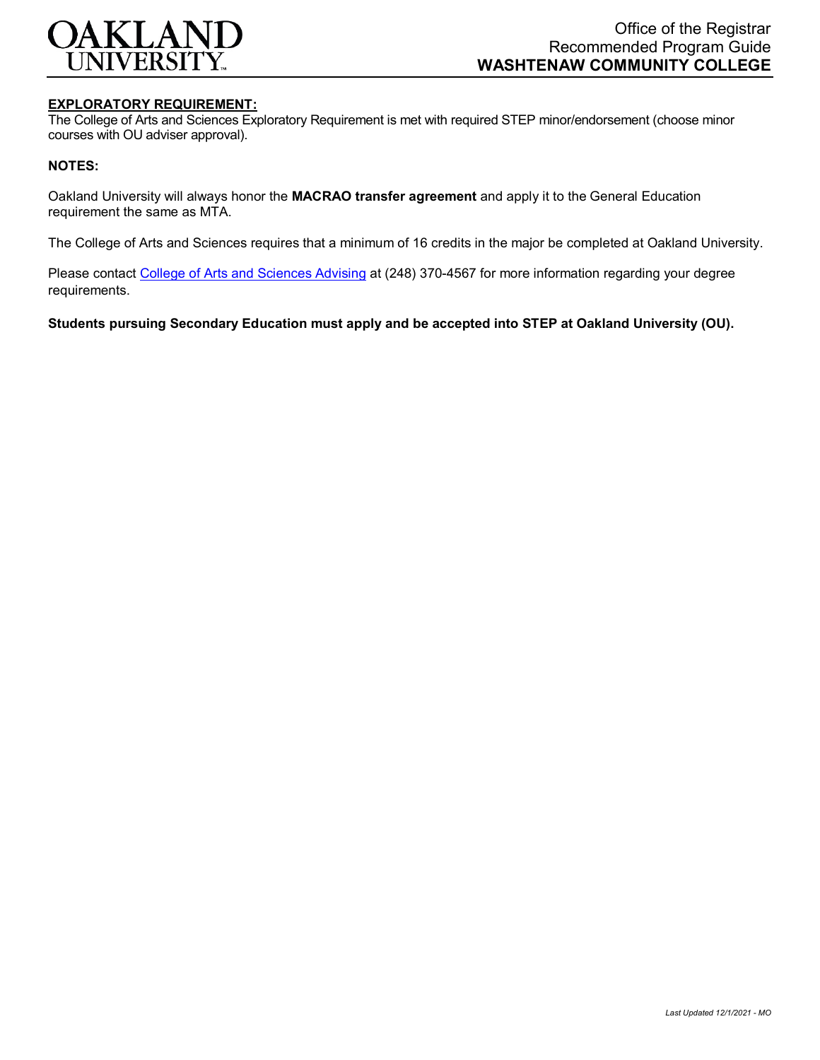**EXPLORATORY REQUIREMENT:**

The College of Arts and Sciences Exploratory Requirement is met with required STEP minor/endorsement (choose minor courses with OU adviser approval).

**NOTES:**

Oakland University will always honor the **MACRAO transfer agreement** and apply it to the General Education requirement the same as MTA.

The College of Arts and Sciences requires that a minimum of 16 credits in the major be completed at Oakland University.

Please contact College of Arts and Sciences Advising at (248) 370-4567 for more information regarding your degree requirements.

**Students pursuing Secondary Education must apply and be accepted into STEP at Oakland University (OU).**

*Last Updated 12/1/2021 - MO*